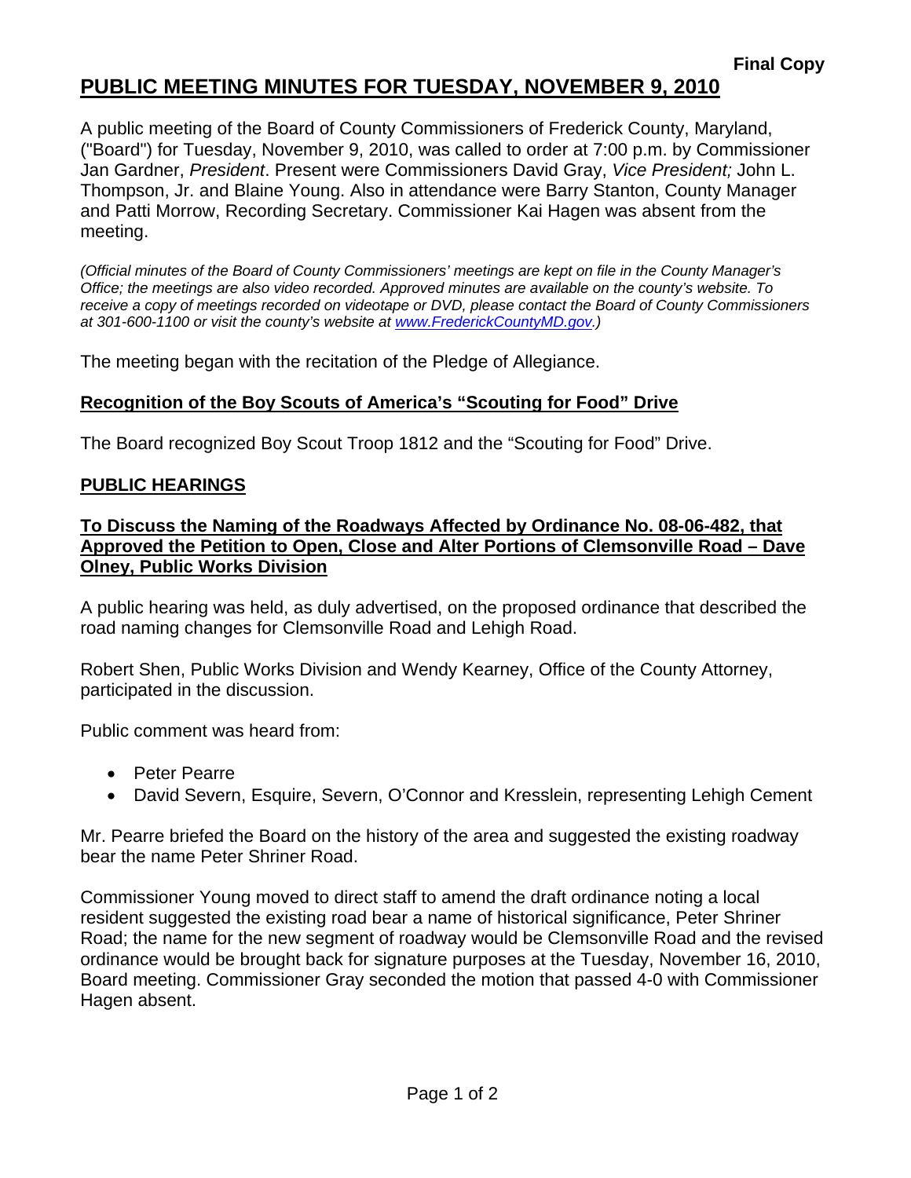**Final Copy**

# PUBLIC MEETING MINUTES FOR TUESDAY, NOVEMBER 9, 2010

A public meeting of the Board of County Commissioners of Frederick County, Maryland, ("Board") for Tuesday, November 9, 2010, was called to order at 7:00 p.m. by Commissioner Jan Gardner, *President*. Present were Commissioners David Gray, *Vice President;* John L. Thompson, Jr. and Blaine Young. Also in attendance were Barry Stanton, County Manager and Patti Morrow, Recording Secretary. Commissioner Kai Hagen was absent from the meeting.

*(Official minutes of the Board of County Commissioners' meetings are kept on file in the County Manager's Office; the meetings are also video recorded. Approved minutes are available on the county's website. To receive a copy of meetings recorded on videotape or DVD, please contact the Board of County Commissioners at 301-600-1100 or visit the county's website at www.FrederickCountyMD.gov.)*

The meeting began with the recitation of the Pledge of Allegiance.

## Recognition of the Boy Scouts of America's "Scouting for Food" Drive

The Board recognized Boy Scout Troop 1812 and the "Scouting for Food" Drive.

## PUBLIC HEARINGS

### To Discuss the Naming of the Roadways Affected by Ordinance No. 08-06-482, that Approved the Petition to Open, Close and Alter Portions of Clemsonville Road – Dave Olney, Public Works Division

A public hearing was held, as duly advertised, on the proposed ordinance that described the road naming changes for Clemsonville Road and Lehigh Road.

Robert Shen, Public Works Division and Wendy Kearney, Office of the County Attorney, participated in the discussion.

Public comment was heard from:

- Peter Pearre
- David Severn, Esquire, Severn, O'Connor and Kresslein, representing Lehigh Cement

Mr. Pearre briefed the Board on the history of the area and suggested the existing roadway bear the name Peter Shriner Road.

Commissioner Young moved to direct staff to amend the draft ordinance noting a local resident suggested the existing road bear a name of historical significance, Peter Shriner Road; the name for the new segment of roadway would be Clemsonville Road and the revised ordinance would be brought back for signature purposes at the Tuesday, November 16, 2010, Board meeting. Commissioner Gray seconded the motion that passed 4-0 with Commissioner Hagen absent.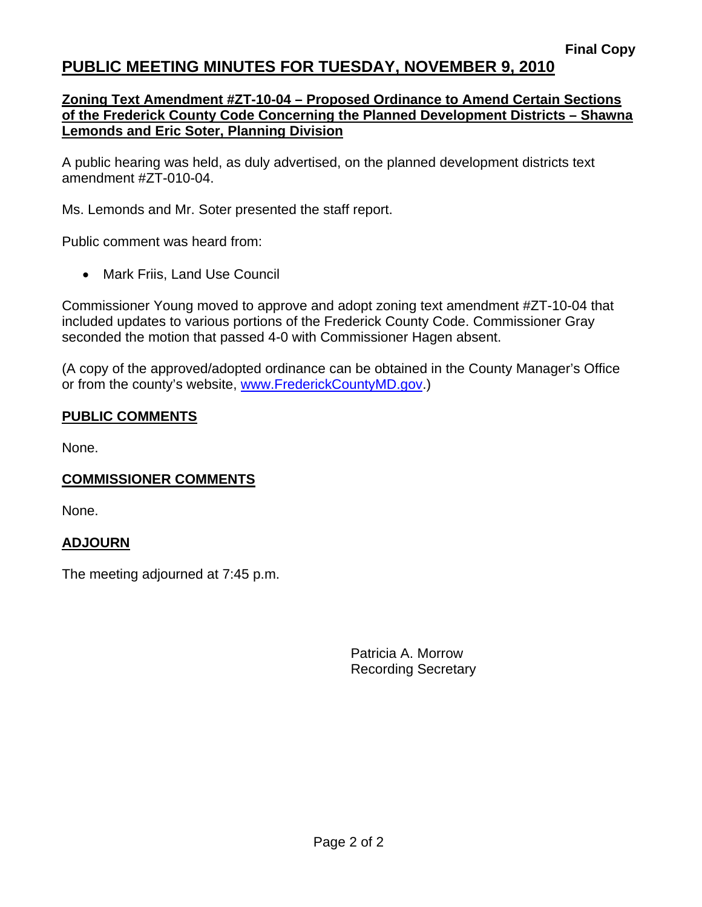Final Copy

# PUBLIC MEETING MINUTES FOR TUESDAY, NOVEMBER 9, 2010

**Zoning Text Amendment #ZT-10-04 – Proposed Ordinance to Amend Certain Sections of the Frederick County Code Concerning the Planned Development Districts – Shawna Lemonds and Eric Soter, Planning Division**

A public hearing was held, as duly advertised, on the planned development districts text amendment #ZT-010-04.

Ms. Lemonds and Mr. Soter presented the staff report.

Public comment was heard from:

- Mark Friis, Land Use Council

Commissioner Young moved to approve and adopt zoning text amendment #ZT-10-04 that included updates to various portions of the Frederick County Code. Commissioner Gray seconded the motion that passed 4-0 with Commissioner Hagen absent.

(A copy of the approved/adopted ordinance can be obtained in the County Manager's Office or from the county's website, www.FrederickCountyMD.gov.)

## PUBLIC COMMENTS

None.

## COMMISSIONER COMMENTS

None.

## ADJOURN

The meeting adjourned at 7:45 p.m.

Patricia A. Morrow
Recording Secretary